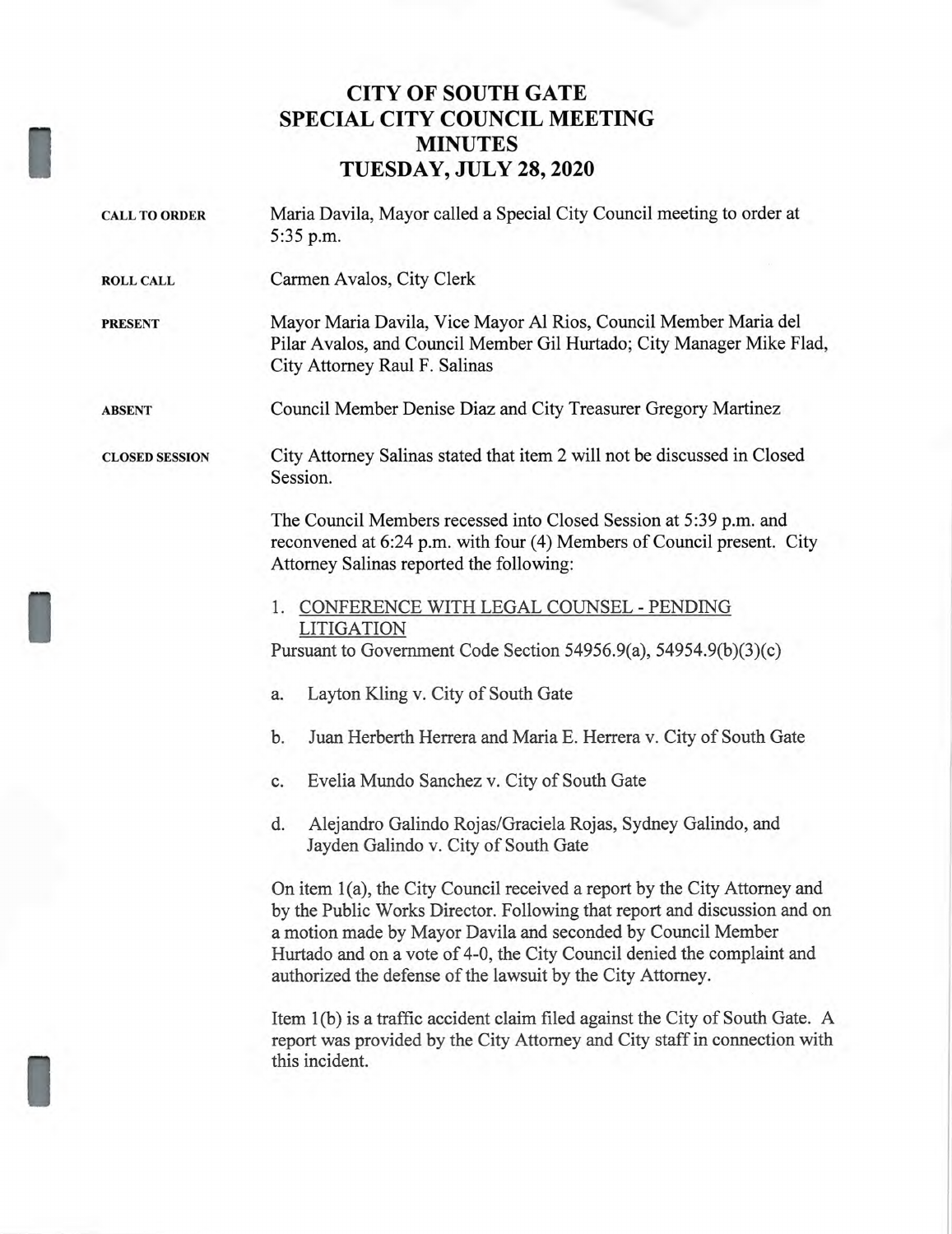# CITY OF SOUTH GATE
# SPECIAL CITY COUNCIL MEETING
# MINUTES
# TUESDAY, JULY 28, 2020

**CALL TO ORDER**

Maria Davila, Mayor called a Special City Council meeting to order at 5:35 p.m.

**ROLL CALL**

Carmen Avalos, City Clerk

**PRESENT**

Mayor Maria Davila, Vice Mayor Al Rios, Council Member Maria del Pilar Avalos, and Council Member Gil Hurtado; City Manager Mike Flad, City Attorney Raul F. Salinas

**ABSENT**

Council Member Denise Diaz and City Treasurer Gregory Martinez

**CLOSED SESSION**

City Attorney Salinas stated that item 2 will not be discussed in Closed Session.

The Council Members recessed into Closed Session at 5:39 p.m. and reconvened at 6:24 p.m. with four (4) Members of Council present. City Attorney Salinas reported the following:

1. <u>CONFERENCE WITH LEGAL COUNSEL - PENDING LITIGATION</u>

Pursuant to Government Code Section 54956.9(a), 54954.9(b)(3)(c)

a. Layton Kling v. City of South Gate

b. Juan Herberth Herrera and Maria E. Herrera v. City of South Gate

c. Evelia Mundo Sanchez v. City of South Gate

d. Alejandro Galindo Rojas/Graciela Rojas, Sydney Galindo, and Jayden Galindo v. City of South Gate

On item 1(a), the City Council received a report by the City Attorney and by the Public Works Director. Following that report and discussion and on a motion made by Mayor Davila and seconded by Council Member Hurtado and on a vote of 4-0, the City Council denied the complaint and authorized the defense of the lawsuit by the City Attorney.

Item 1(b) is a traffic accident claim filed against the City of South Gate. A report was provided by the City Attorney and City staff in connection with this incident.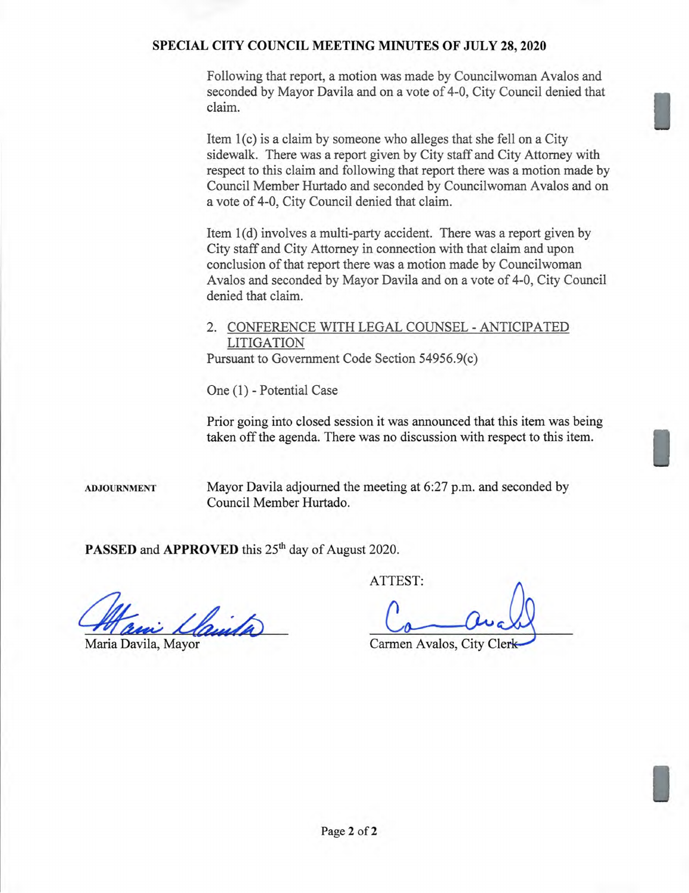Following that report, a motion was made by Councilwoman Avalos and seconded by Mayor Davila and on a vote of 4-0, City Council denied that claim.

Item 1(c) is a claim by someone who alleges that she fell on a City sidewalk. There was a report given by City staff and City Attorney with respect to this claim and following that report there was a motion made by Council Member Hurtado and seconded by Councilwoman Avalos and on a vote of 4-0, City Council denied that claim.

Item 1(d) involves a multi-party accident. There was a report given by City staff and City Attorney in connection with that claim and upon conclusion of that report there was a motion made by Councilwoman Avalos and seconded by Mayor Davila and on a vote of 4-0, City Council denied that claim.

2. <u>CONFERENCE WITH LEGAL COUNSEL - ANTICIPATED LITIGATION</u>

Pursuant to Government Code Section 54956.9(c)

One (1) - Potential Case

Prior going into closed session it was announced that this item was being taken off the agenda. There was no discussion with respect to this item.

**ADJOURNMENT** Mayor Davila adjourned the meeting at 6:27 p.m. and seconded by Council Member Hurtado.

**PASSED** and **APPROVED** this 25th day of August 2020.

Maria Davila, Mayor

ATTEST:

Carmen Avalos, City Clerk